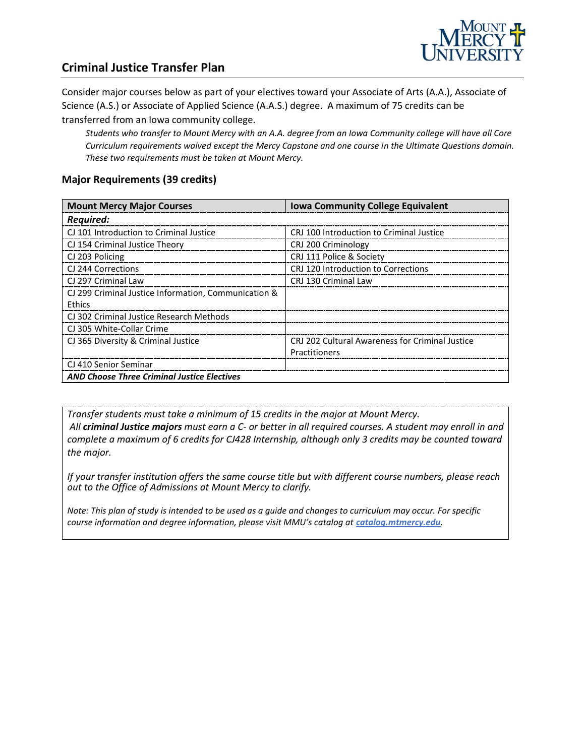# Criminal Justice Transfer Plan

Consider major courses below as part of your electives toward your Associate of Arts (A.A.), Associate of Science (A.S.) or Associate of Applied Science (A.A.S.) degree. A maximum of 75 credits can be transferred from an Iowa community college.

*Students who transfer to Mount Mercy with an A.A. degree from an Iowa Community college will have all Core Curriculum requirements waived except the Mercy Capstone and one course in the Ultimate Questions domain. These two requirements must be taken at Mount Mercy.*

## Major Requirements (39 credits)

| Mount Mercy Major Courses | Iowa Community College Equivalent |
|---|---|
| ***Required:*** | |
| CJ 101 Introduction to Criminal Justice | CRJ 100 Introduction to Criminal Justice |
| CJ 154 Criminal Justice Theory | CRJ 200 Criminology |
| CJ 203 Policing | CRJ 111 Police & Society |
| CJ 244 Corrections | CRJ 120 Introduction to Corrections |
| CJ 297 Criminal Law | CRJ 130 Criminal Law |
| CJ 299 Criminal Justice Information, Communication & Ethics | |
| CJ 302 Criminal Justice Research Methods | |
| CJ 305 White-Collar Crime | |
| CJ 365 Diversity & Criminal Justice | CRJ 202 Cultural Awareness for Criminal Justice Practitioners |
| CJ 410 Senior Seminar | |
| ***AND Choose Three Criminal Justice Electives*** | |

*Transfer students must take a minimum of 15 credits in the major at Mount Mercy.*
*All **criminal Justice majors** must earn a C- or better in all required courses. A student may enroll in and complete a maximum of 6 credits for CJ428 Internship, although only 3 credits may be counted toward the major.*

*If your transfer institution offers the same course title but with different course numbers, please reach out to the Office of Admissions at Mount Mercy to clarify.*

*Note: This plan of study is intended to be used as a guide and changes to curriculum may occur. For specific course information and degree information, please visit MMU's catalog at **catalog.mtmercy.edu**.*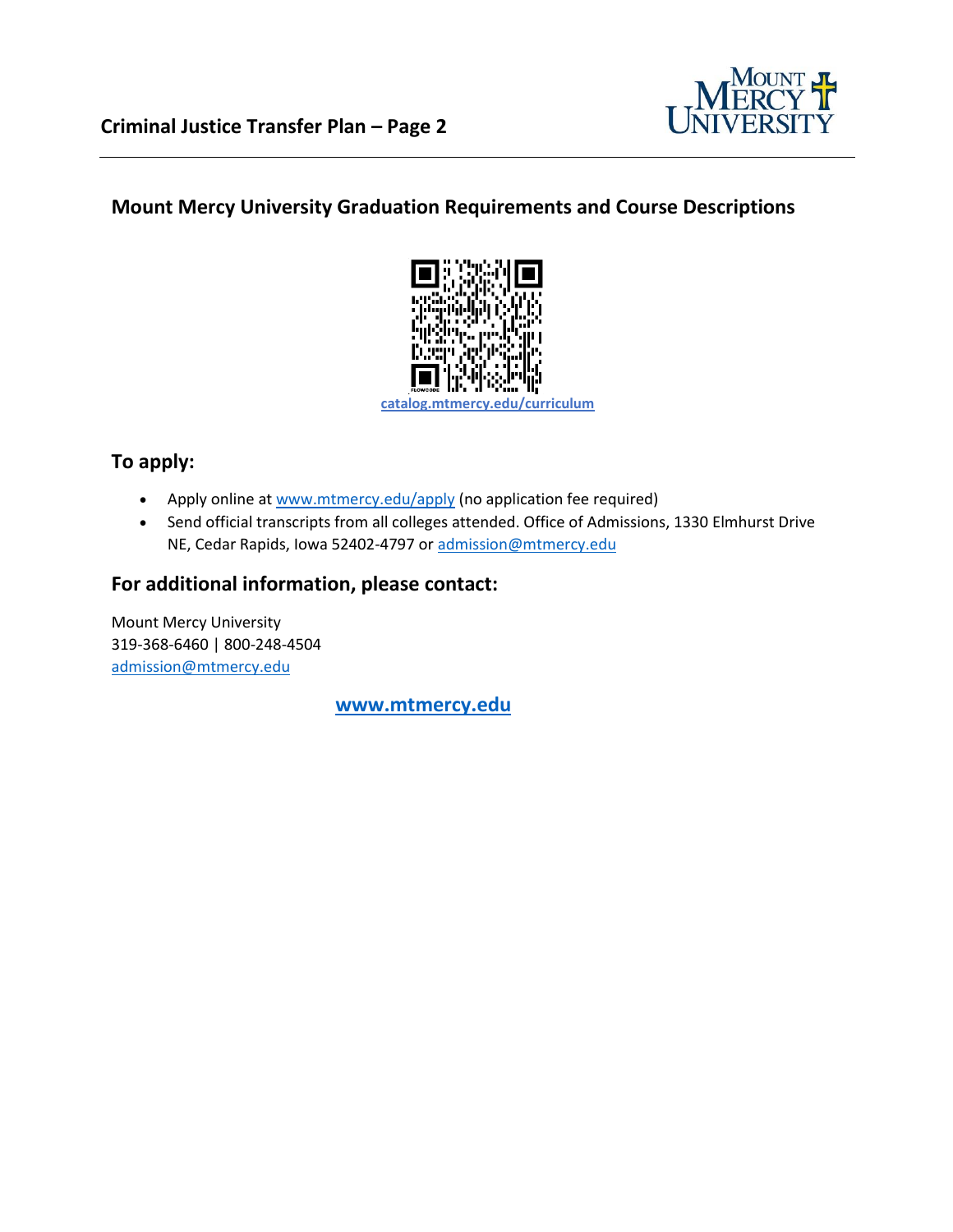## Mount Mercy University Graduation Requirements and Course Descriptions

catalog.mtmercy.edu/curriculum

## To apply:

- Apply online at www.mtmercy.edu/apply (no application fee required)
- Send official transcripts from all colleges attended. Office of Admissions, 1330 Elmhurst Drive NE, Cedar Rapids, Iowa 52402-4797 or admission@mtmercy.edu

## For additional information, please contact:

Mount Mercy University
319-368-6460 | 800-248-4504
admission@mtmercy.edu

**www.mtmercy.edu**